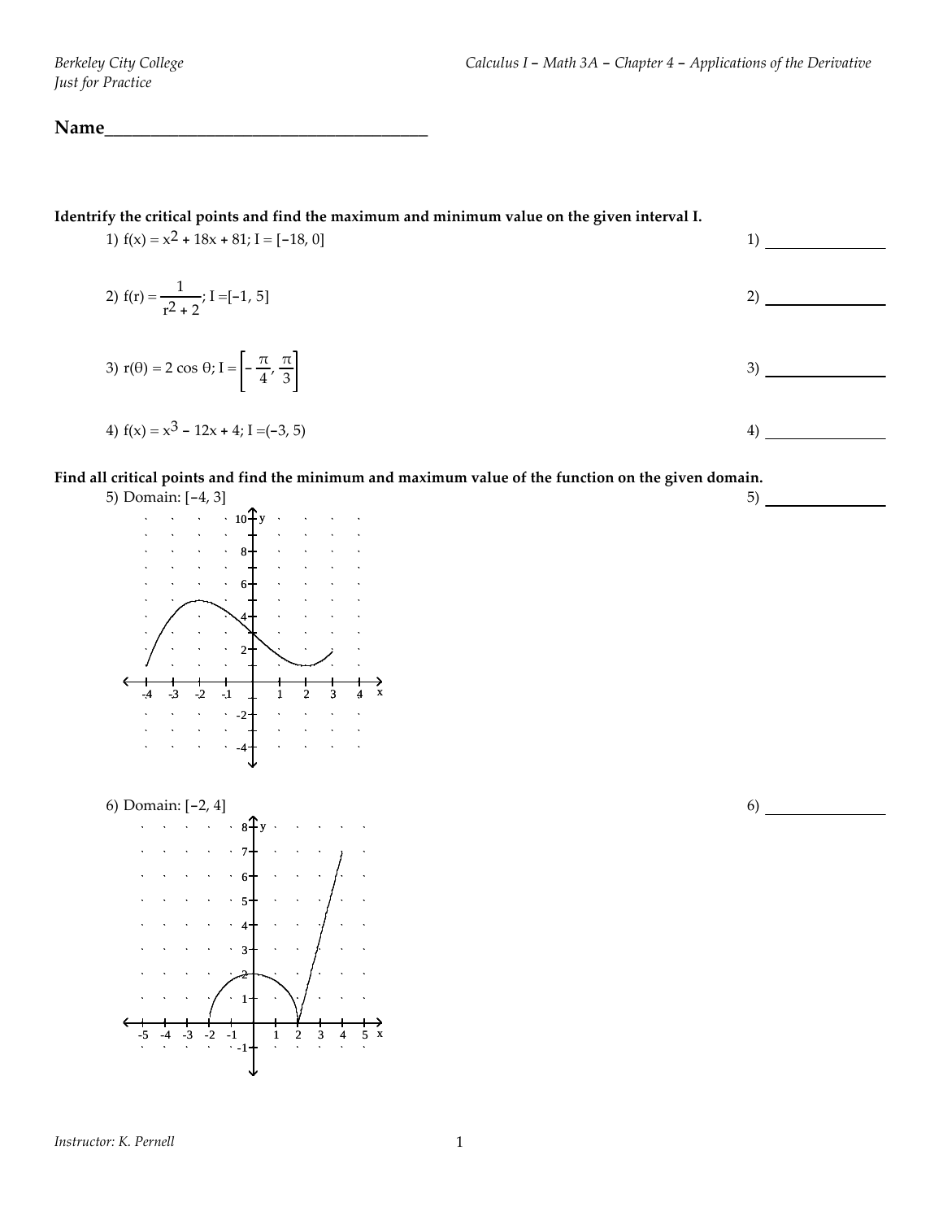Berkeley City College
Just for Practice

Calculus I – Math 3A – Chapter 4 – Applications of the Derivative

**Name**\_\_\_\_\_\_\_\_\_\_\_\_\_\_\_\_\_\_\_\_\_\_\_\_\_\_\_\_\_\_\_\_\_\_\_\_

**Identrify the critical points and find the maximum and minimum value on the given interval I.**

1) $f(x) = x^2 + 18x + 81$; $I = [-18, 0]$ 1) \_\_\_\_\_\_\_\_\_\_\_\_\_\_\_

2) $f(r) = \dfrac{1}{r^2 + 2}$; $I = [-1, 5]$ 2) \_\_\_\_\_\_\_\_\_\_\_\_\_\_\_

3) $r(\theta) = 2 \cos \theta$; $I = \left[-\dfrac{\pi}{4}, \dfrac{\pi}{3}\right]$ 3) \_\_\_\_\_\_\_\_\_\_\_\_\_\_\_

4) $f(x) = x^3 - 12x + 4$; $I = (-3, 5)$ 4) \_\_\_\_\_\_\_\_\_\_\_\_\_\_\_

**Find all critical points and find the minimum and maximum value of the function on the given domain.**

5) Domain: $[-4, 3]$ 5) \_\_\_\_\_\_\_\_\_\_\_\_\_\_\_

6) Domain: $[-2, 4]$ 6) \_\_\_\_\_\_\_\_\_\_\_\_\_\_\_

Instructor: K. Pernell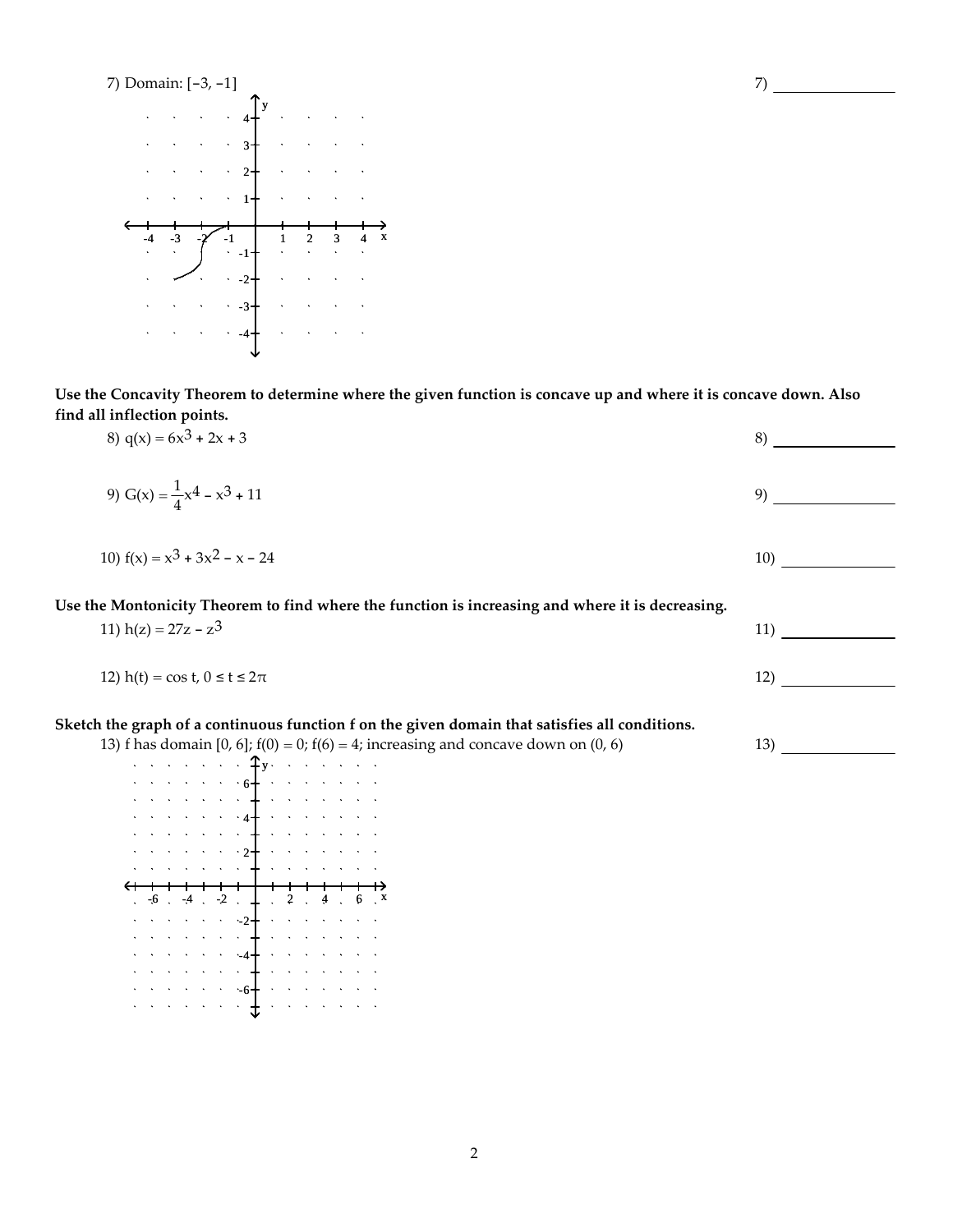7) Domain: $[-3, -1]$

7) ________________

Use the Concavity Theorem to determine where the given function is concave up and where it is concave down. Also find all inflection points.

8) $q(x) = 6x^3 + 2x + 3$

8) ________________

9) $G(x) = \frac{1}{4}x^4 - x^3 + 11$

9) ________________

10) $f(x) = x^3 + 3x^2 - x - 24$

10) ________________

Use the Montonicity Theorem to find where the function is increasing and where it is decreasing.

11) $h(z) = 27z - z^3$

11) ________________

12) $h(t) = \cos t, 0 \leq t \leq 2\pi$

12) ________________

Sketch the graph of a continuous function f on the given domain that satisfies all conditions.

13) f has domain $[0, 6]$; $f(0) = 0$; $f(6) = 4$; increasing and concave down on $(0, 6)$

13) ________________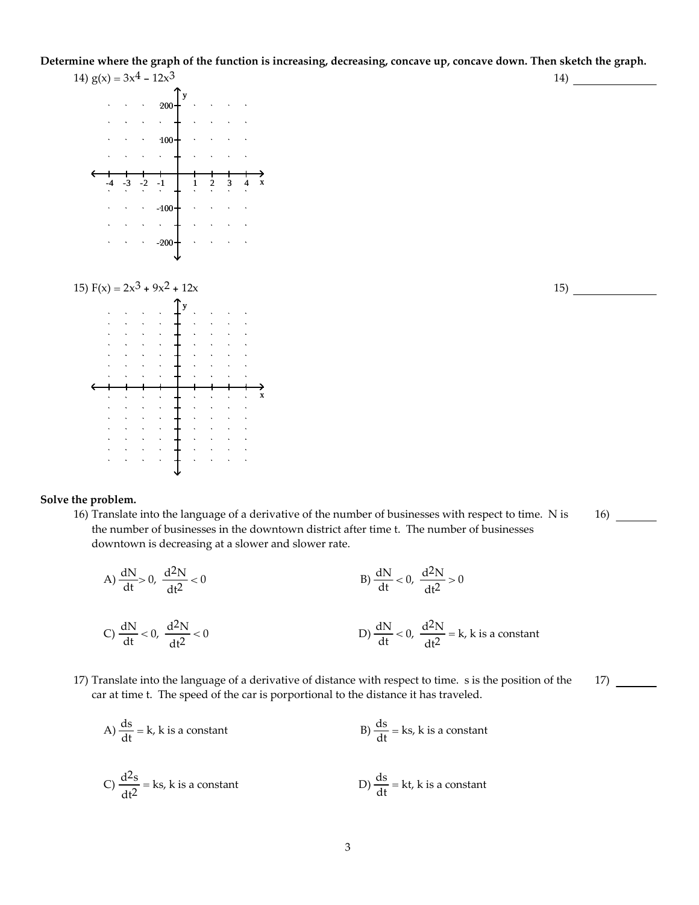**Determine where the graph of the function is increasing, decreasing, concave up, concave down. Then sketch the graph.**

14) $g(x) = 3x^4 - 12x^3$

14) ______________

15) $F(x) = 2x^3 + 9x^2 + 12x$

15) ______________

**Solve the problem.**

16) Translate into the language of a derivative of the number of businesses with respect to time. N is the number of businesses in the downtown district after time t. The number of businesses downtown is decreasing at a slower and slower rate.

16) _______

A) $\frac{dN}{dt} > 0,\ \frac{d^2N}{dt^2} < 0$

B) $\frac{dN}{dt} < 0,\ \frac{d^2N}{dt^2} > 0$

C) $\frac{dN}{dt} < 0,\ \frac{d^2N}{dt^2} < 0$

D) $\frac{dN}{dt} < 0,\ \frac{d^2N}{dt^2} = k$, k is a constant

17) Translate into the language of a derivative of distance with respect to time. s is the position of the car at time t. The speed of the car is porportional to the distance it has traveled.

17) _______

A) $\frac{ds}{dt} = k$, k is a constant

B) $\frac{ds}{dt} = ks$, k is a constant

C) $\frac{d^2s}{dt^2} = ks$, k is a constant

D) $\frac{ds}{dt} = kt$, k is a constant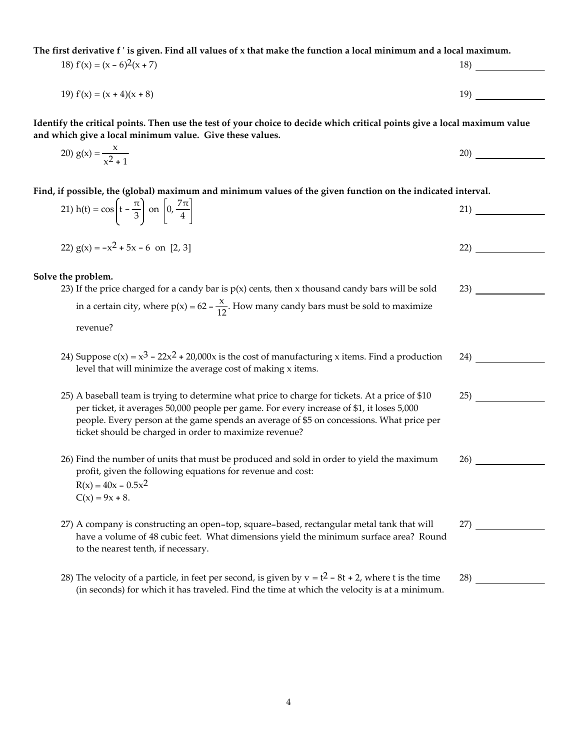**The first derivative f ' is given. Find all values of x that make the function a local minimum and a local maximum.**

18) $f'(x) = (x - 6)^2(x + 7)$ 18) ______________

19) $f'(x) = (x + 4)(x + 8)$ 19) ______________

**Identify the critical points. Then use the test of your choice to decide which critical points give a local maximum value and which give a local minimum value. Give these values.**

20) $g(x) = \dfrac{x}{x^2 + 1}$ 20) ______________

**Find, if possible, the (global) maximum and minimum values of the given function on the indicated interval.**

21) $h(t) = \cos\left(t - \dfrac{\pi}{3}\right)$ on $\left[0, \dfrac{7\pi}{4}\right]$ 21) ______________

22) $g(x) = -x^2 + 5x - 6$ on $[2, 3]$ 22) ______________

**Solve the problem.**

23) If the price charged for a candy bar is $p(x)$ cents, then x thousand candy bars will be sold in a certain city, where $p(x) = 62 - \dfrac{x}{12}$. How many candy bars must be sold to maximize revenue? 23) ______________

24) Suppose $c(x) = x^3 - 22x^2 + 20{,}000x$ is the cost of manufacturing x items. Find a production level that will minimize the average cost of making x items. 24) ______________

25) A baseball team is trying to determine what price to charge for tickets. At a price of $10 per ticket, it averages 50,000 people per game. For every increase of $1, it loses 5,000 people. Every person at the game spends an average of $5 on concessions. What price per ticket should be charged in order to maximize revenue? 25) ______________

26) Find the number of units that must be produced and sold in order to yield the maximum profit, given the following equations for revenue and cost: 26) ______________
$R(x) = 40x - 0.5x^2$
$C(x) = 9x + 8$.

27) A company is constructing an open-top, square-based, rectangular metal tank that will have a volume of 48 cubic feet. What dimensions yield the minimum surface area? Round to the nearest tenth, if necessary. 27) ______________

28) The velocity of a particle, in feet per second, is given by $v = t^2 - 8t + 2$, where t is the time (in seconds) for which it has traveled. Find the time at which the velocity is at a minimum. 28) ______________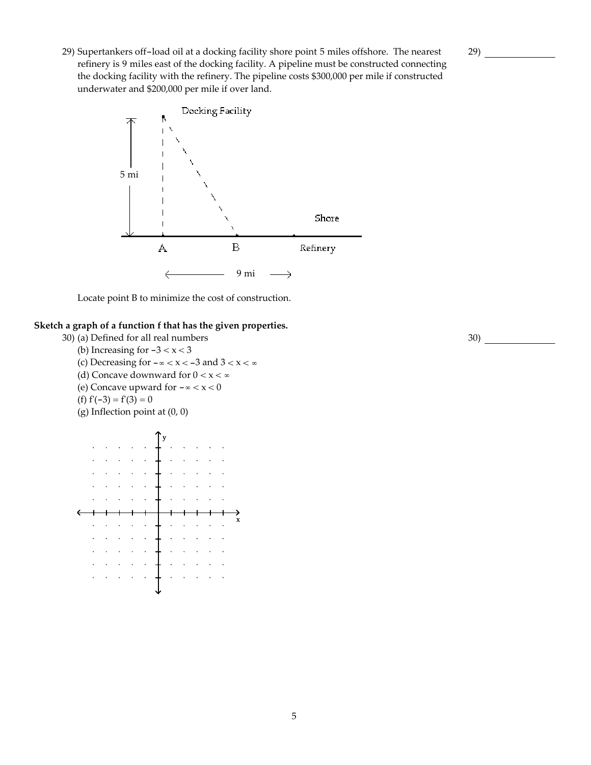29) Supertankers off-load oil at a docking facility shore point 5 miles offshore. The nearest refinery is 9 miles east of the docking facility. A pipeline must be constructed connecting the docking facility with the refinery. The pipeline costs \$300,000 per mile if constructed underwater and \$200,000 per mile if over land.

29) _______________

Docking Facility

5 mi

Shore

A B Refinery

9 mi

Locate point B to minimize the cost of construction.

**Sketch a graph of a function f that has the given properties.**

30) (a) Defined for all real numbers
(b) Increasing for $-3 < x < 3$
(c) Decreasing for $-\infty < x < -3$ and $3 < x < \infty$
(d) Concave downward for $0 < x < \infty$
(e) Concave upward for $-\infty < x < 0$
(f) $f'(-3) = f'(3) = 0$
(g) Inflection point at $(0, 0)$

30) _______________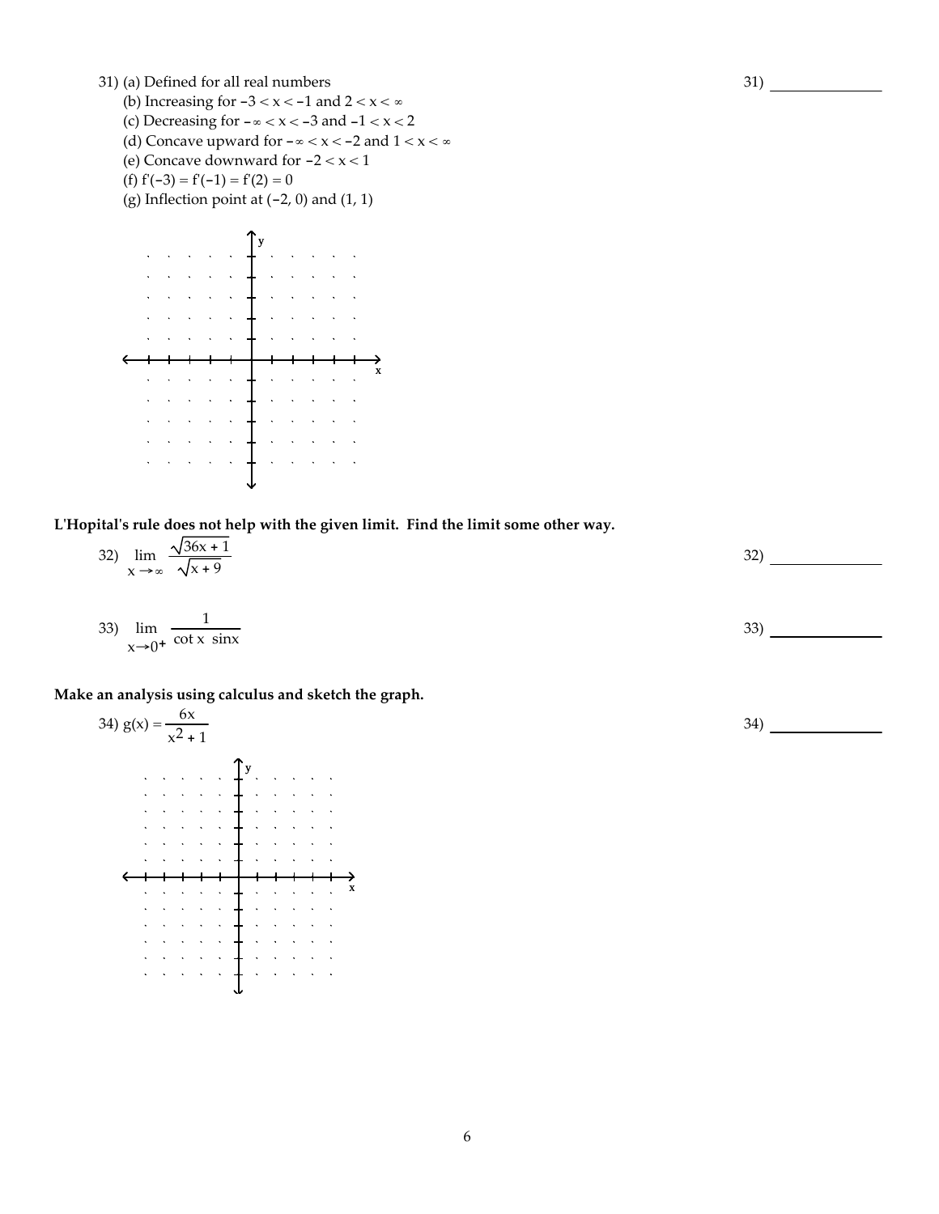31) (a) Defined for all real numbers

(b) Increasing for $-3 < x < -1$ and $2 < x < \infty$

(c) Decreasing for $-\infty < x < -3$ and $-1 < x < 2$

(d) Concave upward for $-\infty < x < -2$ and $1 < x < \infty$

(e) Concave downward for $-2 < x < 1$

(f) $f'(-3) = f'(-1) = f'(2) = 0$

(g) Inflection point at $(-2, 0)$ and $(1, 1)$

31) ______________

**L'Hopital's rule does not help with the given limit. Find the limit some other way.**

32) $\lim\limits_{x \to \infty} \dfrac{\sqrt{36x + 1}}{\sqrt{x + 9}}$

32) ______________

33) $\lim\limits_{x \to 0^+} \dfrac{1}{\cot x \sin x}$

33) ______________

**Make an analysis using calculus and sketch the graph.**

34) $g(x) = \dfrac{6x}{x^2 + 1}$

34) ______________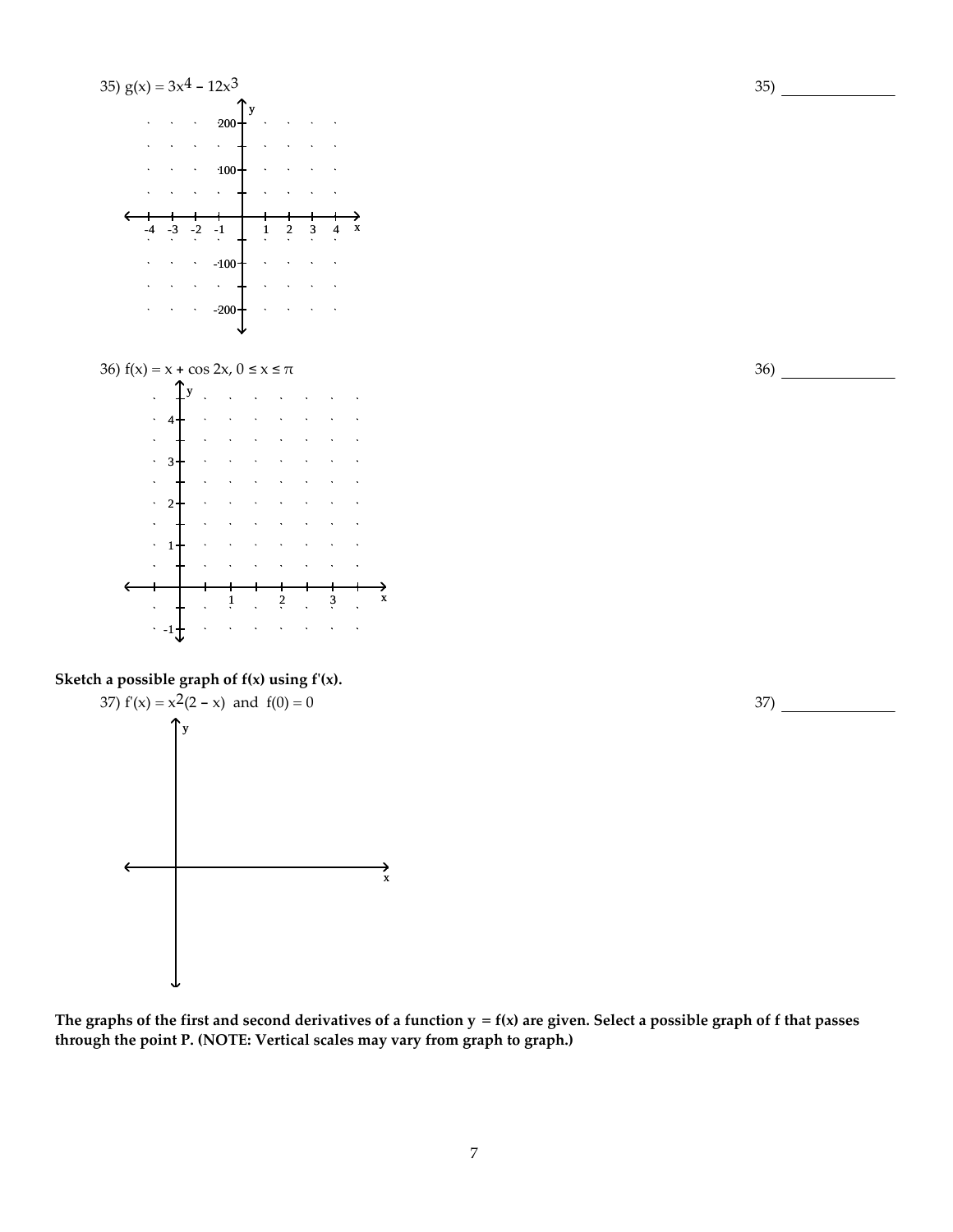35) $g(x) = 3x^4 - 12x^3$ 35) _______________

36) $f(x) = x + \cos 2x,\ 0 \le x \le \pi$ 36) _______________

**Sketch a possible graph of f(x) using f'(x).**

37) $f'(x) = x^2(2 - x)$ and $f(0) = 0$ 37) _______________

**The graphs of the first and second derivatives of a function $y = f(x)$ are given. Select a possible graph of f that passes through the point P. (NOTE: Vertical scales may vary from graph to graph.)**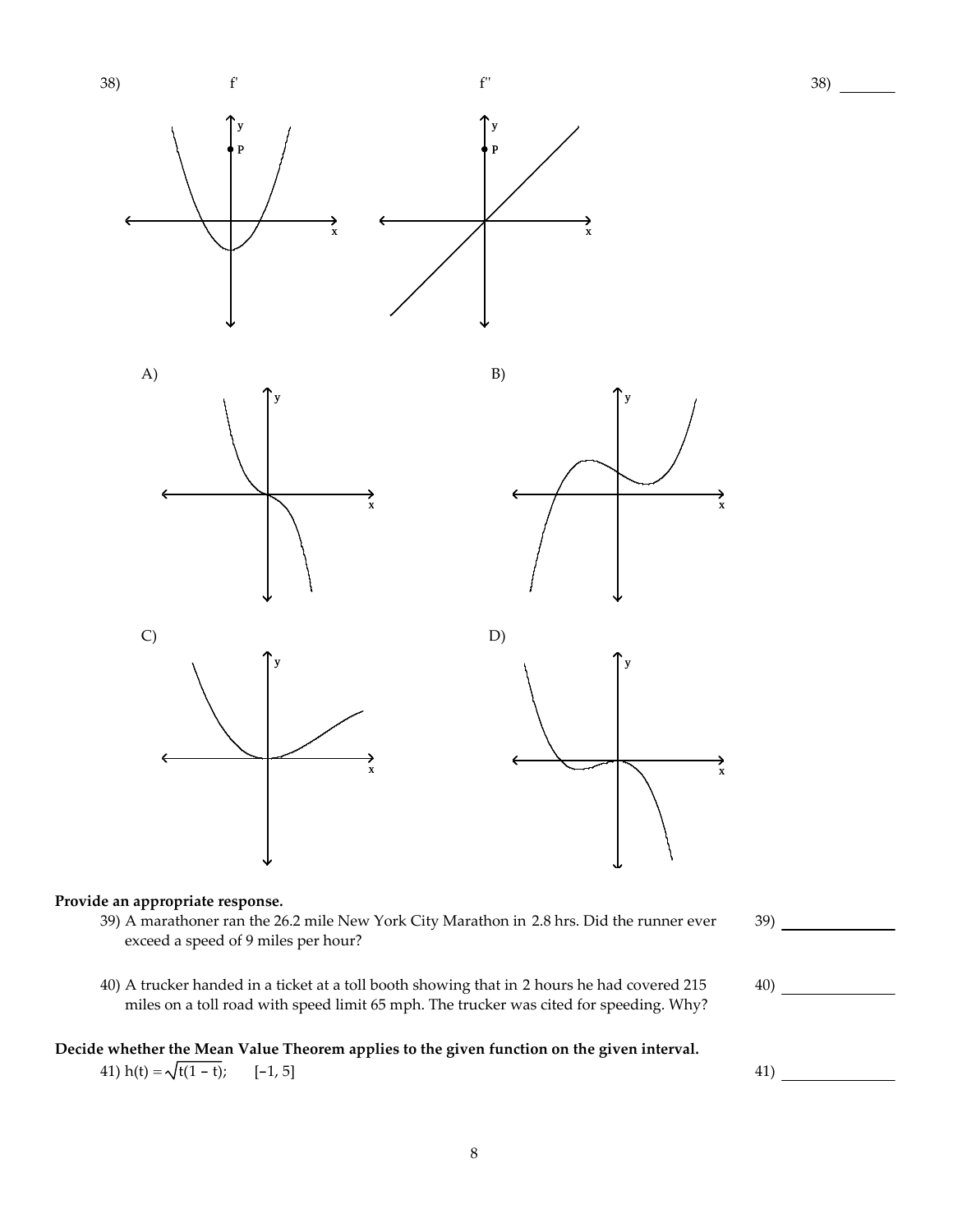38)

f'

f''

A)

B)

C)

D)

38) _______

**Provide an appropriate response.**

39) A marathoner ran the 26.2 mile New York City Marathon in 2.8 hrs. Did the runner ever exceed a speed of 9 miles per hour?

39) _______________

40) A trucker handed in a ticket at a toll booth showing that in 2 hours he had covered 215 miles on a toll road with speed limit 65 mph. The trucker was cited for speeding. Why?

40) _______________

**Decide whether the Mean Value Theorem applies to the given function on the given interval.**

41) $h(t) = \sqrt{t(1 - t)}$; $[-1, 5]$

41) _______________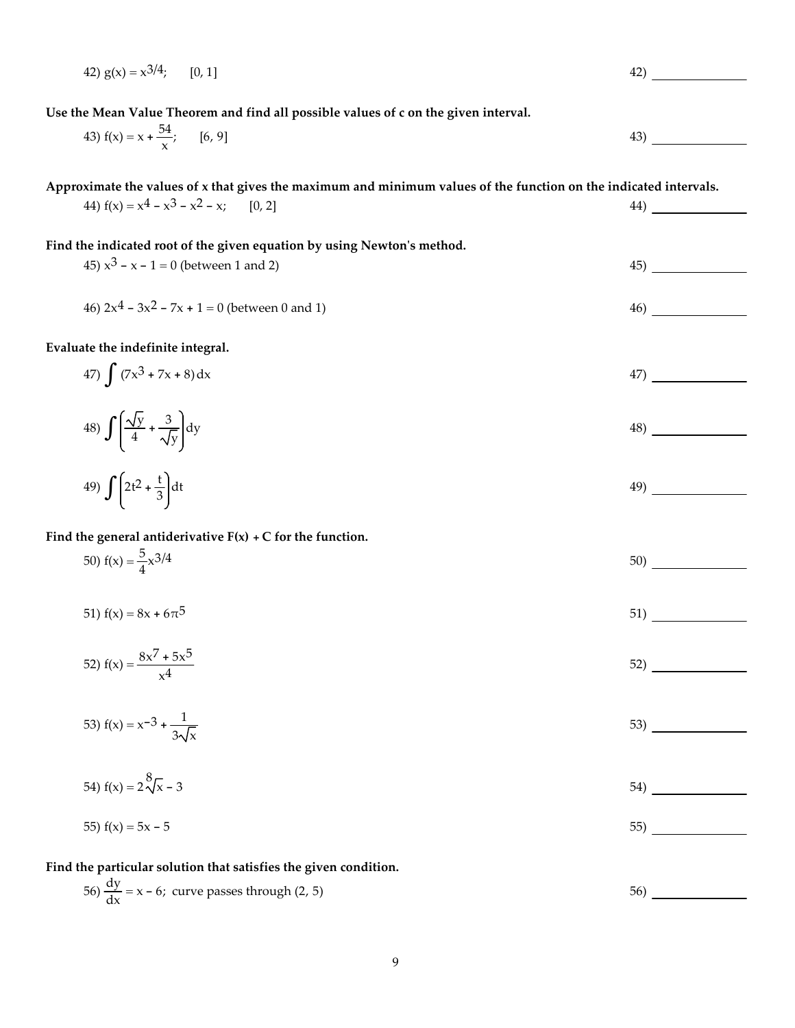42) $g(x) = x^{3/4}$; $[0, 1]$ 42) ______________

**Use the Mean Value Theorem and find all possible values of c on the given interval.**

43) $f(x) = x + \dfrac{54}{x}$; $[6, 9]$ 43) ______________

**Approximate the values of x that gives the maximum and minimum values of the function on the indicated intervals.**

44) $f(x) = x^4 - x^3 - x^2 - x$; $[0, 2]$ 44) ______________

**Find the indicated root of the given equation by using Newton's method.**

45) $x^3 - x - 1 = 0$ (between 1 and 2) 45) ______________

46) $2x^4 - 3x^2 - 7x + 1 = 0$ (between 0 and 1) 46) ______________

**Evaluate the indefinite integral.**

47) $\int (7x^3 + 7x + 8)\,dx$ 47) ______________

48) $\int \left(\dfrac{\sqrt{y}}{4} + \dfrac{3}{\sqrt{y}}\right) dy$ 48) ______________

49) $\int \left(2t^2 + \dfrac{t}{3}\right) dt$ 49) ______________

**Find the general antiderivative F(x) + C for the function.**

50) $f(x) = \dfrac{5}{4}x^{3/4}$ 50) ______________

51) $f(x) = 8x + 6\pi^5$ 51) ______________

52) $f(x) = \dfrac{8x^7 + 5x^5}{x^4}$ 52) ______________

53) $f(x) = x^{-3} + \dfrac{1}{3\sqrt{x}}$ 53) ______________

54) $f(x) = 2\sqrt[8]{x} - 3$ 54) ______________

55) $f(x) = 5x - 5$ 55) ______________

**Find the particular solution that satisfies the given condition.**

56) $\dfrac{dy}{dx} = x - 6$; curve passes through $(2, 5)$ 56) ______________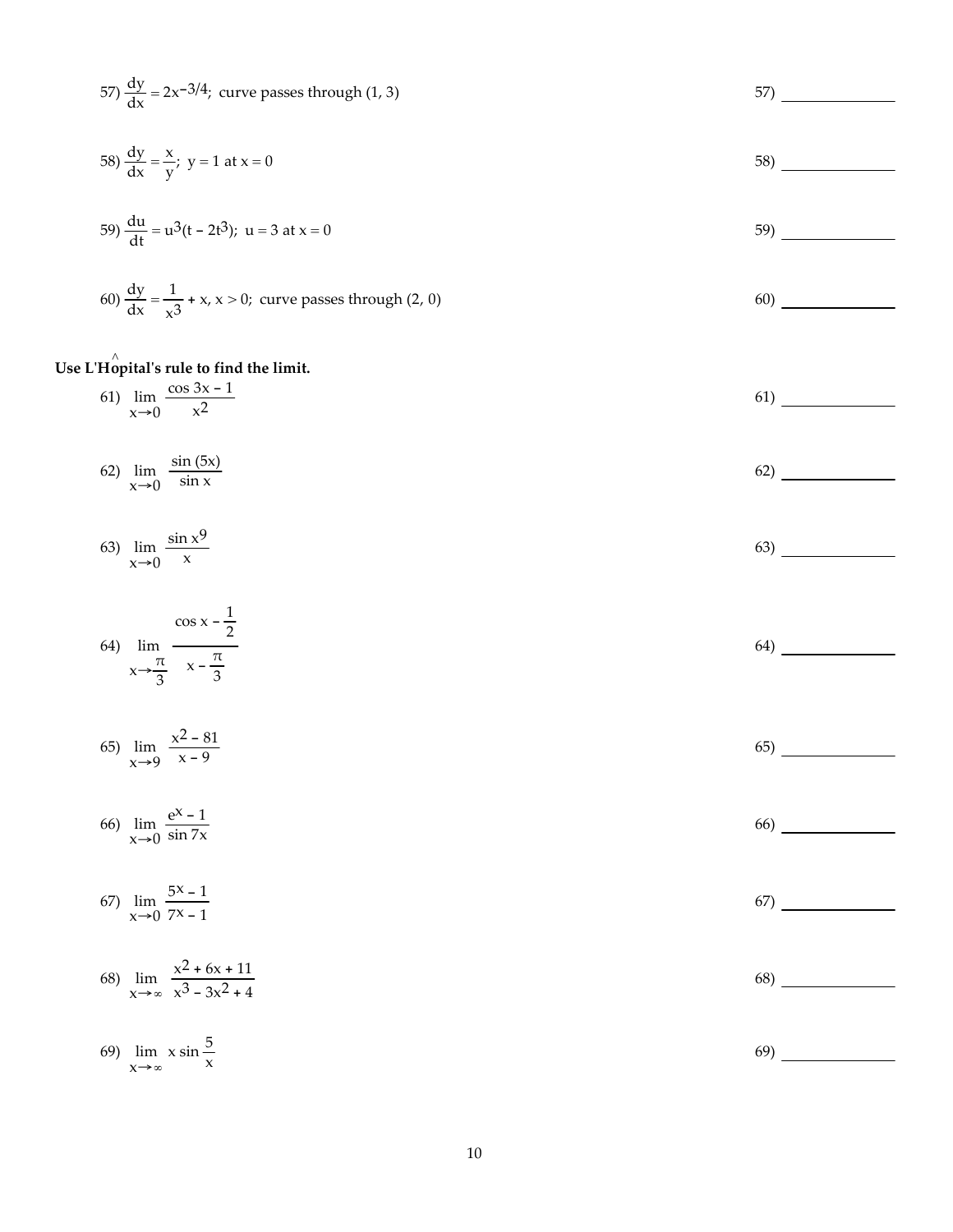57) $\frac{dy}{dx} = 2x^{-3/4}$; curve passes through (1, 3)　　57) ______________

58) $\frac{dy}{dx} = \frac{x}{y}$; y = 1 at x = 0　　58) ______________

59) $\frac{du}{dt} = u^3(t - 2t^3)$; u = 3 at x = 0　　59) ______________

60) $\frac{dy}{dx} = \frac{1}{x^3} + x, x > 0$; curve passes through (2, 0)　　60) ______________

**Use L'Hopital's rule to find the limit.**

61) $\lim\limits_{x \to 0} \frac{\cos 3x - 1}{x^2}$　　61) ______________

62) $\lim\limits_{x \to 0} \frac{\sin (5x)}{\sin x}$　　62) ______________

63) $\lim\limits_{x \to 0} \frac{\sin x^9}{x}$　　63) ______________

64) $\lim\limits_{x \to \frac{\pi}{3}} \frac{\cos x - \frac{1}{2}}{x - \frac{\pi}{3}}$　　64) ______________

65) $\lim\limits_{x \to 9} \frac{x^2 - 81}{x - 9}$　　65) ______________

66) $\lim\limits_{x \to 0} \frac{e^x - 1}{\sin 7x}$　　66) ______________

67) $\lim\limits_{x \to 0} \frac{5^x - 1}{7^x - 1}$　　67) ______________

68) $\lim\limits_{x \to \infty} \frac{x^2 + 6x + 11}{x^3 - 3x^2 + 4}$　　68) ______________

69) $\lim\limits_{x \to \infty} x \sin \frac{5}{x}$　　69) ______________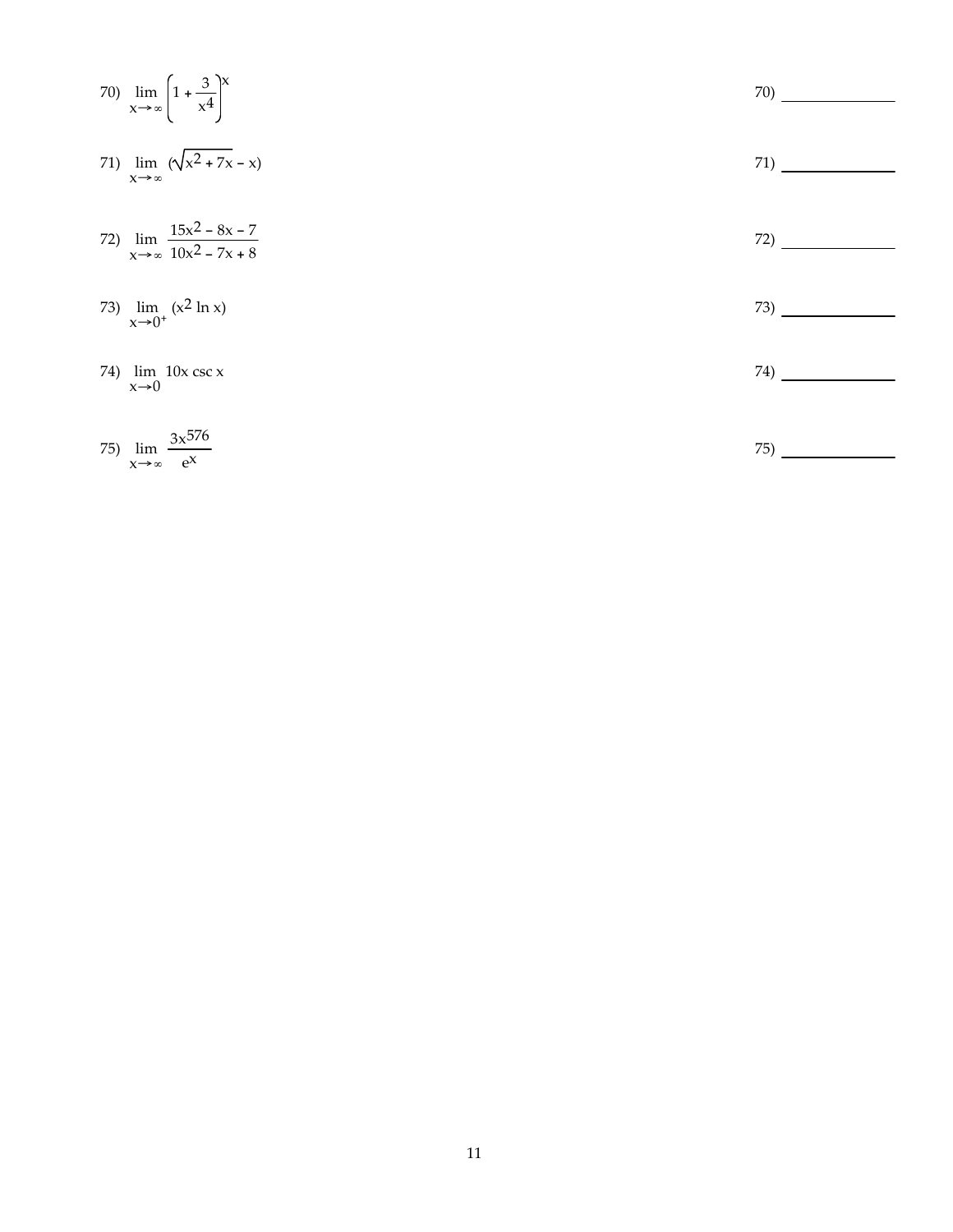70) $\lim_{x \to \infty} \left(1 + \frac{3}{x^4}\right)^x$ 70) ______________

71) $\lim_{x \to \infty} (\sqrt{x^2 + 7x} - x)$ 71) ______________

72) $\lim_{x \to \infty} \frac{15x^2 - 8x - 7}{10x^2 - 7x + 8}$ 72) ______________

73) $\lim_{x \to 0^+} (x^2 \ln x)$ 73) ______________

74) $\lim_{x \to 0} 10x \csc x$ 74) ______________

75) $\lim_{x \to \infty} \frac{3x^{576}}{e^x}$ 75) ______________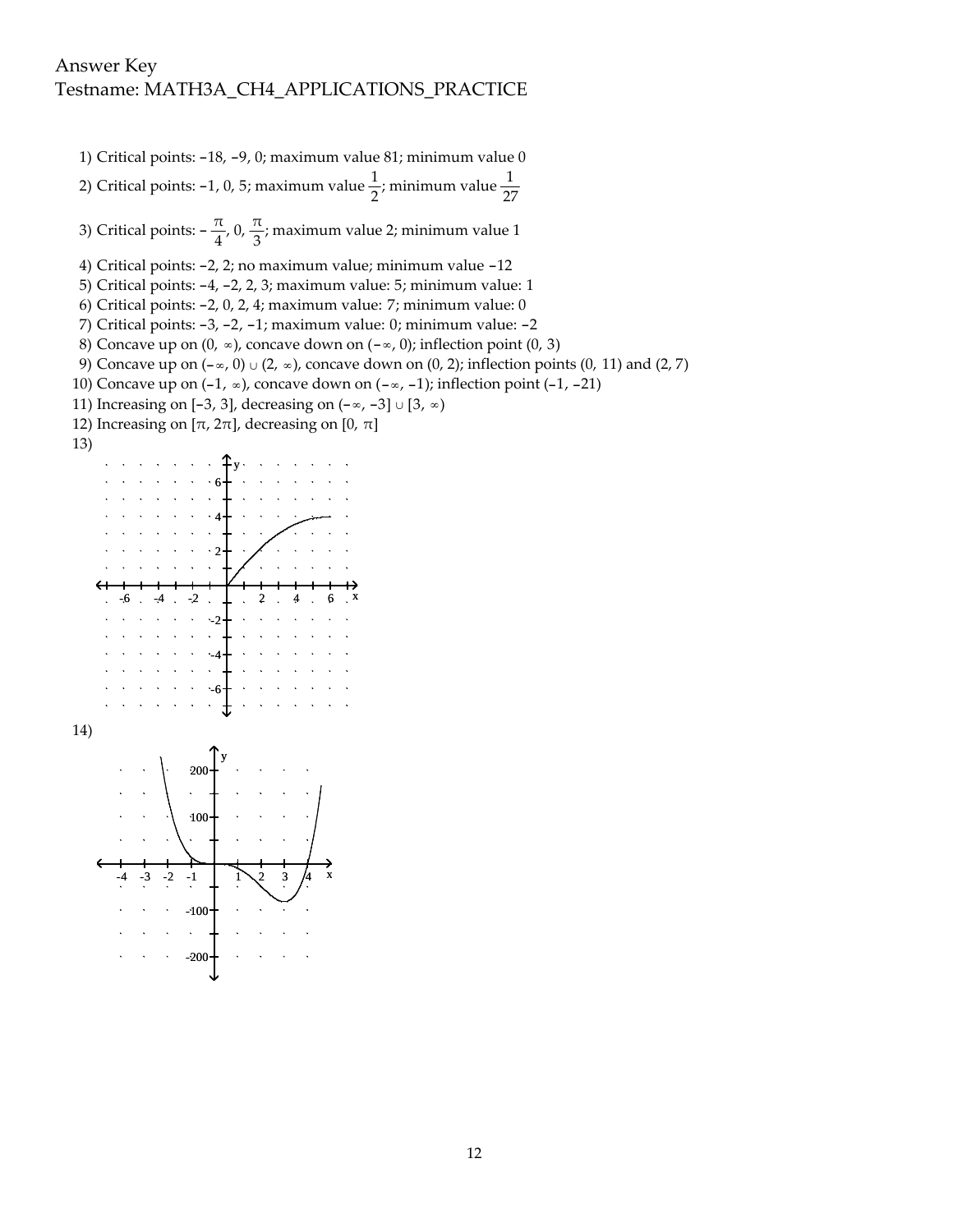Answer Key
Testname: MATH3A_CH4_APPLICATIONS_PRACTICE

1) Critical points: $-18$, $-9$, $0$; maximum value 81; minimum value 0
2) Critical points: $-1$, $0$, $5$; maximum value $\frac{1}{2}$; minimum value $\frac{1}{27}$
3) Critical points: $-\frac{\pi}{4}$, $0$, $\frac{\pi}{3}$; maximum value 2; minimum value 1
4) Critical points: $-2$, $2$; no maximum value; minimum value $-12$
5) Critical points: $-4$, $-2$, $2$, $3$; maximum value: 5; minimum value: 1
6) Critical points: $-2$, $0$, $2$, $4$; maximum value: 7; minimum value: 0
7) Critical points: $-3$, $-2$, $-1$; maximum value: 0; minimum value: $-2$
8) Concave up on $(0, \infty)$, concave down on $(-\infty, 0)$; inflection point $(0, 3)$
9) Concave up on $(-\infty, 0) \cup (2, \infty)$, concave down on $(0, 2)$; inflection points $(0, 11)$ and $(2, 7)$
10) Concave up on $(-1, \infty)$, concave down on $(-\infty, -1)$; inflection point $(-1, -21)$
11) Increasing on $[-3, 3]$, decreasing on $(-\infty, -3] \cup [3, \infty)$
12) Increasing on $[\pi, 2\pi]$, decreasing on $[0, \pi]$
13)

14)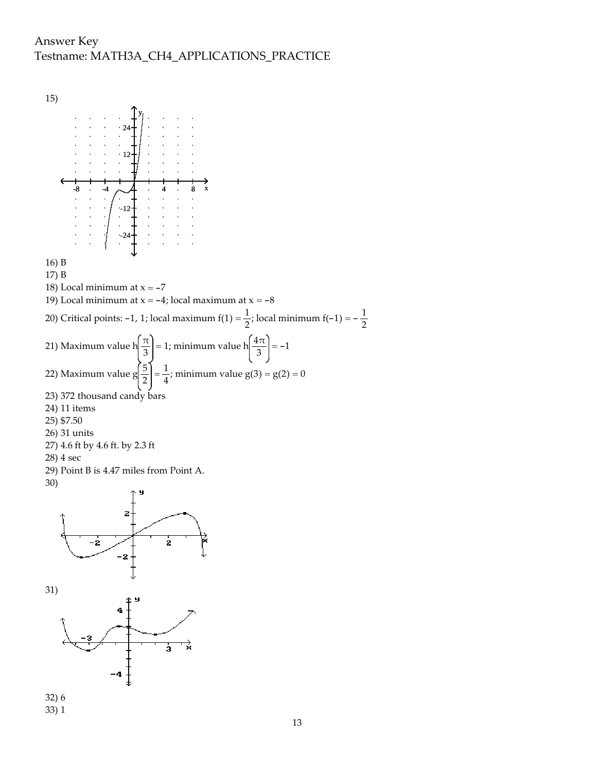Answer Key
Testname: MATH3A_CH4_APPLICATIONS_PRACTICE

15)

16) B

17) B

18) Local minimum at $x = -7$

19) Local minimum at $x = -4$; local maximum at $x = -8$

20) Critical points: $-1$, $1$; local maximum $f(1) = \frac{1}{2}$; local minimum $f(-1) = -\frac{1}{2}$

21) Maximum value $h\left(\frac{\pi}{3}\right) = 1$; minimum value $h\left(\frac{4\pi}{3}\right) = -1$

22) Maximum value $g\left(\frac{5}{2}\right) = \frac{1}{4}$; minimum value $g(3) = g(2) = 0$

23) 372 thousand candy bars

24) 11 items

25) $7.50

26) 31 units

27) 4.6 ft by 4.6 ft. by 2.3 ft

28) 4 sec

29) Point B is 4.47 miles from Point A.

30)

31)

32) 6

33) 1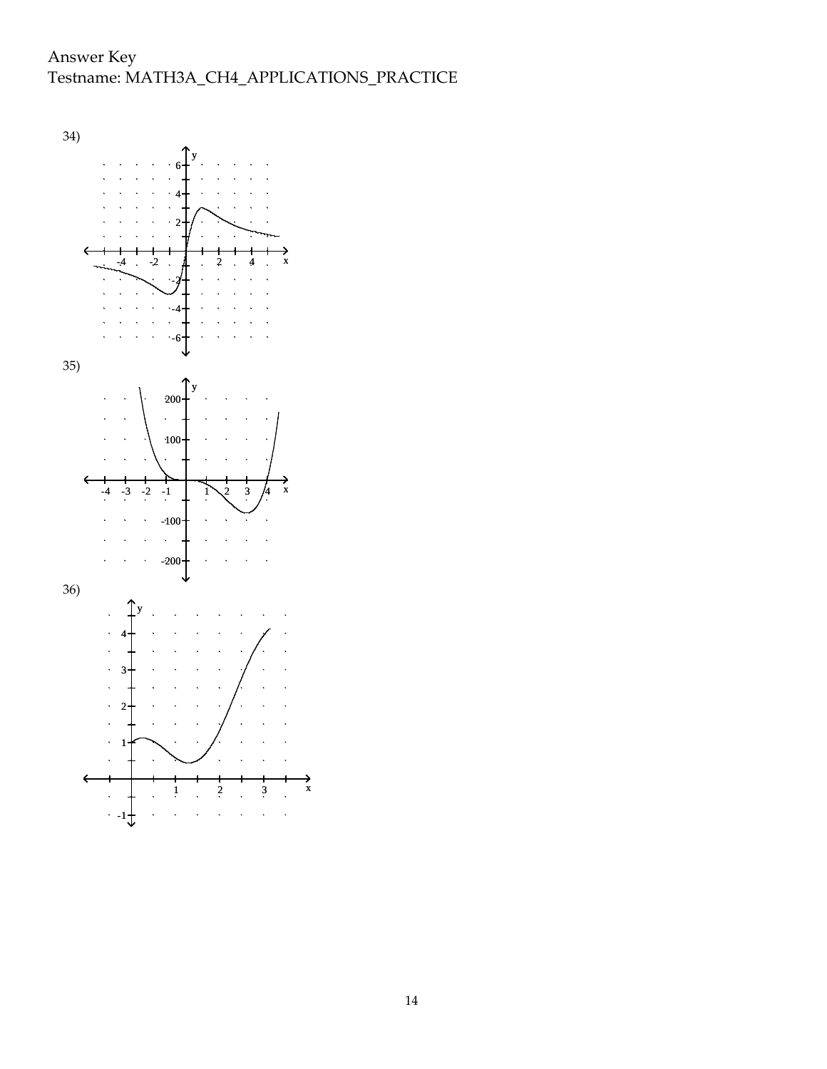34)

35)

36)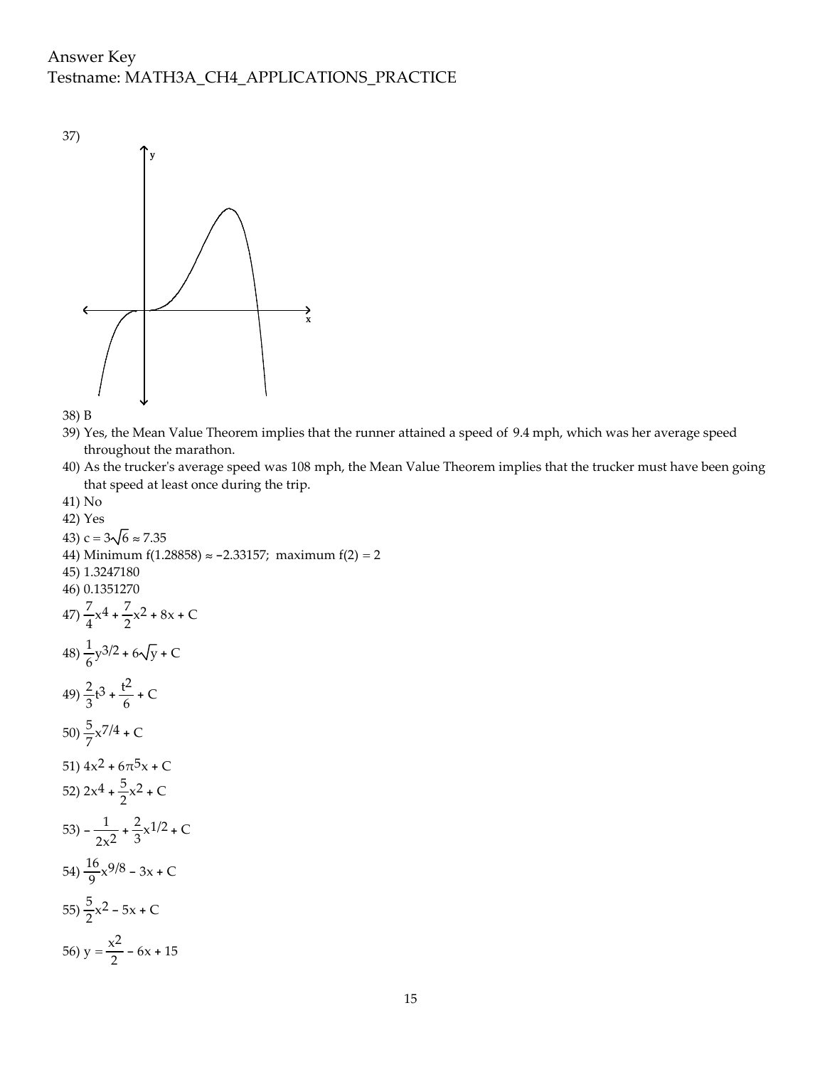Answer Key
Testname: MATH3A_CH4_APPLICATIONS_PRACTICE

37)

38) B

39) Yes, the Mean Value Theorem implies that the runner attained a speed of 9.4 mph, which was her average speed throughout the marathon.

40) As the trucker's average speed was 108 mph, the Mean Value Theorem implies that the trucker must have been going that speed at least once during the trip.

41) No

42) Yes

43) $c = 3\sqrt{6} \approx 7.35$

44) Minimum $f(1.28858) \approx -2.33157$; maximum $f(2) = 2$

45) 1.3247180

46) 0.1351270

47) $\frac{7}{4}x^4 + \frac{7}{2}x^2 + 8x + C$

48) $\frac{1}{6}y^{3/2} + 6\sqrt{y} + C$

49) $\frac{2}{3}t^3 + \frac{t^2}{6} + C$

50) $\frac{5}{7}x^{7/4} + C$

51) $4x^2 + 6\pi^5 x + C$

52) $2x^4 + \frac{5}{2}x^2 + C$

53) $-\frac{1}{2x^2} + \frac{2}{3}x^{1/2} + C$

54) $\frac{16}{9}x^{9/8} - 3x + C$

55) $\frac{5}{2}x^2 - 5x + C$

56) $y = \frac{x^2}{2} - 6x + 15$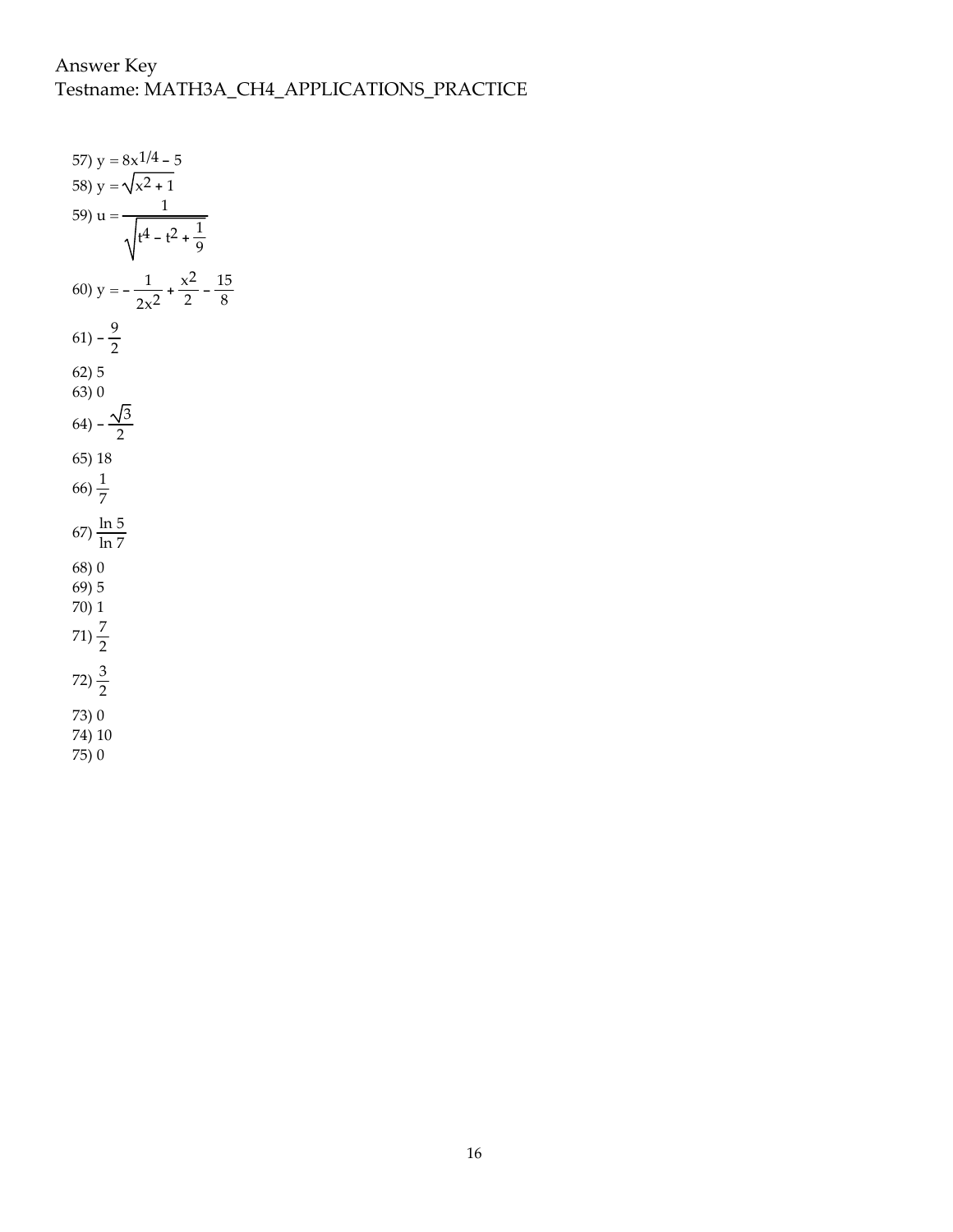Answer Key
Testname: MATH3A_CH4_APPLICATIONS_PRACTICE

57) $y = 8x^{1/4} - 5$

58) $y = \sqrt{x^2 + 1}$

59) $u = \dfrac{1}{\sqrt{t^4 - t^2 + \dfrac{1}{9}}}$

60) $y = -\dfrac{1}{2x^2} + \dfrac{x^2}{2} - \dfrac{15}{8}$

61) $-\dfrac{9}{2}$

62) 5

63) 0

64) $-\dfrac{\sqrt{3}}{2}$

65) 18

66) $\dfrac{1}{7}$

67) $\dfrac{\ln 5}{\ln 7}$

68) 0

69) 5

70) 1

71) $\dfrac{7}{2}$

72) $\dfrac{3}{2}$

73) 0

74) 10

75) 0